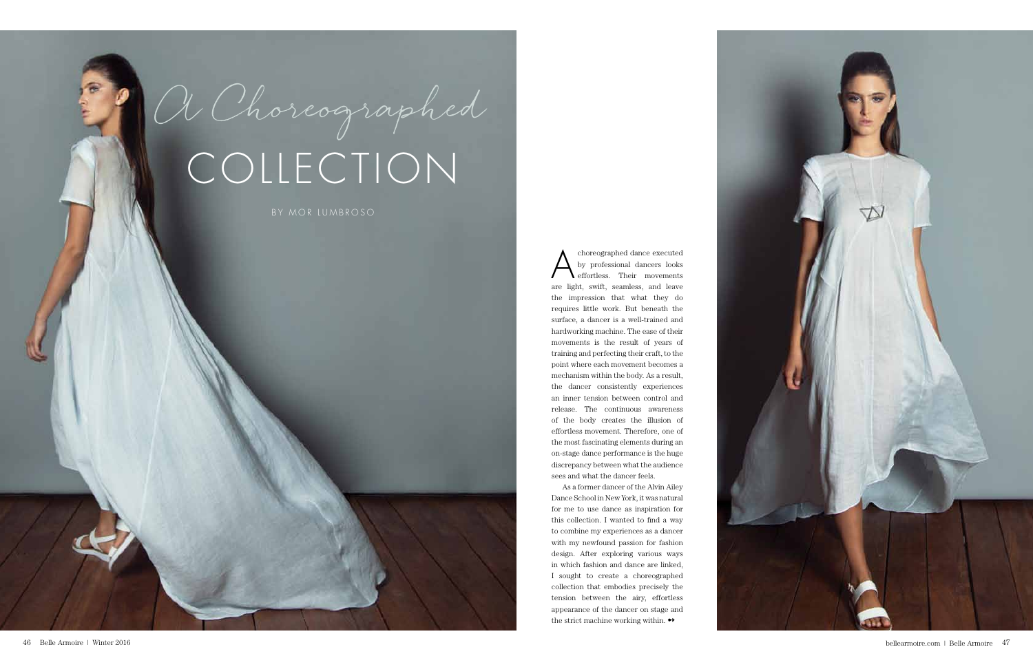# A Choreographed COLLECTION

BY MOR LUMBROSO

A choreographed dance executed by professional dancers looks effortless. Their movements are light, swift, seamless, and leave the impression that what they do requires little work. But beneath the surface, a dancer is a well-trained and hardworking machine. The ease of their movements is the result of years of training and perfecting their craft, to the point where each movement becomes a mechanism within the body. As a result, the dancer consistently experiences an inner tension between control and release. The continuous awareness of the body creates the illusion of effortless movement. Therefore, one of the most fascinating elements during an on-stage dance performance is the huge discrepancy between what the audience sees and what the dancer feels.

As a former dancer of the Alvin Ailey Dance School in New York, it was natural for me to use dance as inspiration for this collection. I wanted to find a way to combine my experiences as a dancer with my newfound passion for fashion design. After exploring various ways in which fashion and dance are linked, I sought to create a choreographed collection that embodies precisely the tension between the airy, effortless appearance of the dancer on stage and the strict machine working within.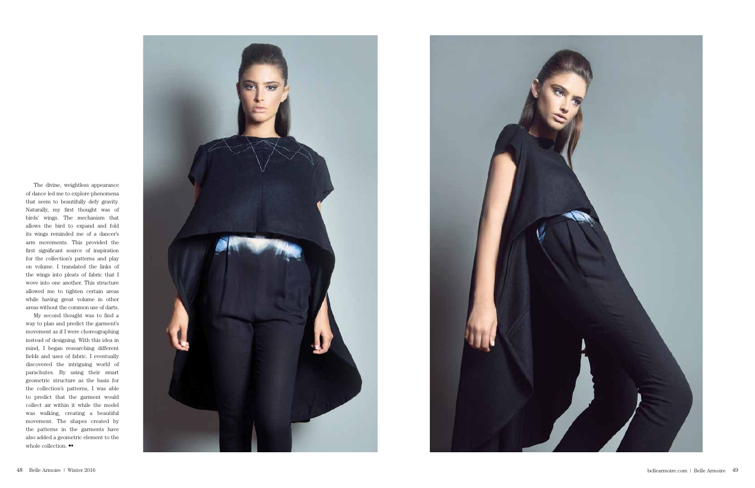The divine, weightless appearance of dance led me to explore phenomena that seem to beautifully defy gravity. Naturally, my first thought was of birds' wings. The mechanism that allows the bird to expand and fold its wings reminded me of a dancer's arm movements. This provided the first significant source of inspiration for the collection's patterns and play on volume. I translated the links of the wings into pleats of fabric that I wove into one another. This structure allowed me to tighten certain areas while having great volume in other areas without the common use of darts.

My second thought was to find a way to plan and predict the garment's movement as if I were choreographing instead of designing. With this idea in mind, I began researching different fields and uses of fabric. I eventually discovered the intriguing world of parachutes. By using their smart geometric structure as the basis for the collection's patterns, I was able to predict that the garment would collect air within it while the model was walking, creating a beautiful movement. The shapes created by the patterns in the garments have also added a geometric element to the whole collection. ➻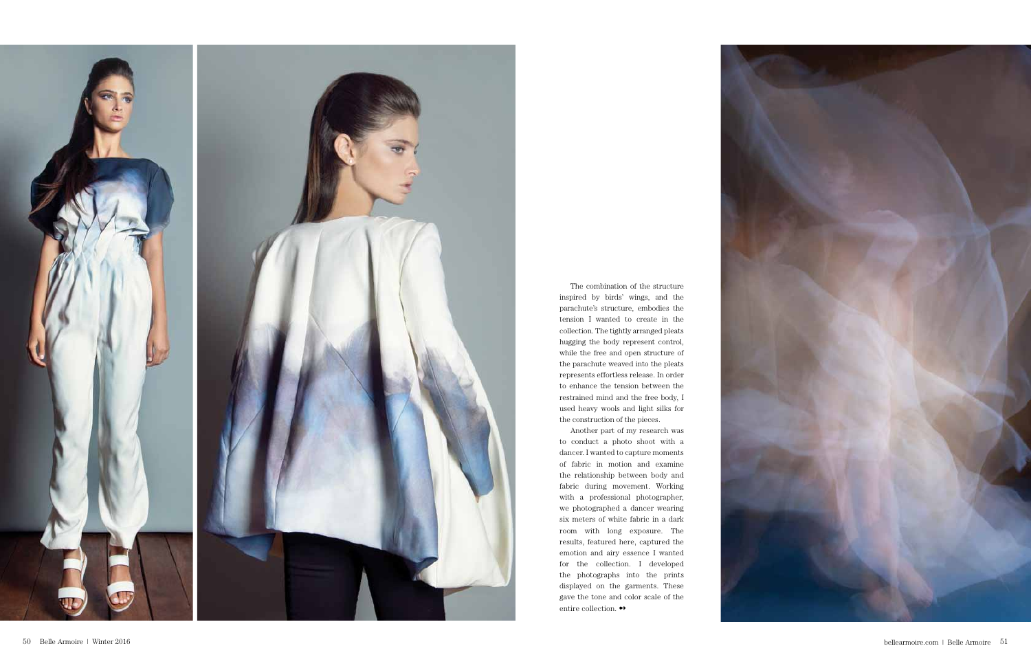The combination of the structure inspired by birds' wings, and the parachute's structure, embodies the tension I wanted to create in the collection. The tightly arranged pleats hugging the body represent control, while the free and open structure of the parachute weaved into the pleats represents effortless release. In order to enhance the tension between the restrained mind and the free body, I used heavy wools and light silks for the construction of the pieces.

Another part of my research was to conduct a photo shoot with a dancer. I wanted to capture moments of fabric in motion and examine the relationship between body and fabric during movement. Working with a professional photographer, we photographed a dancer wearing six meters of white fabric in a dark room with long exposure. The results, featured here, captured the emotion and airy essence I wanted for the collection. I developed the photographs into the prints displayed on the garments. These gave the tone and color scale of the entire collection. ➻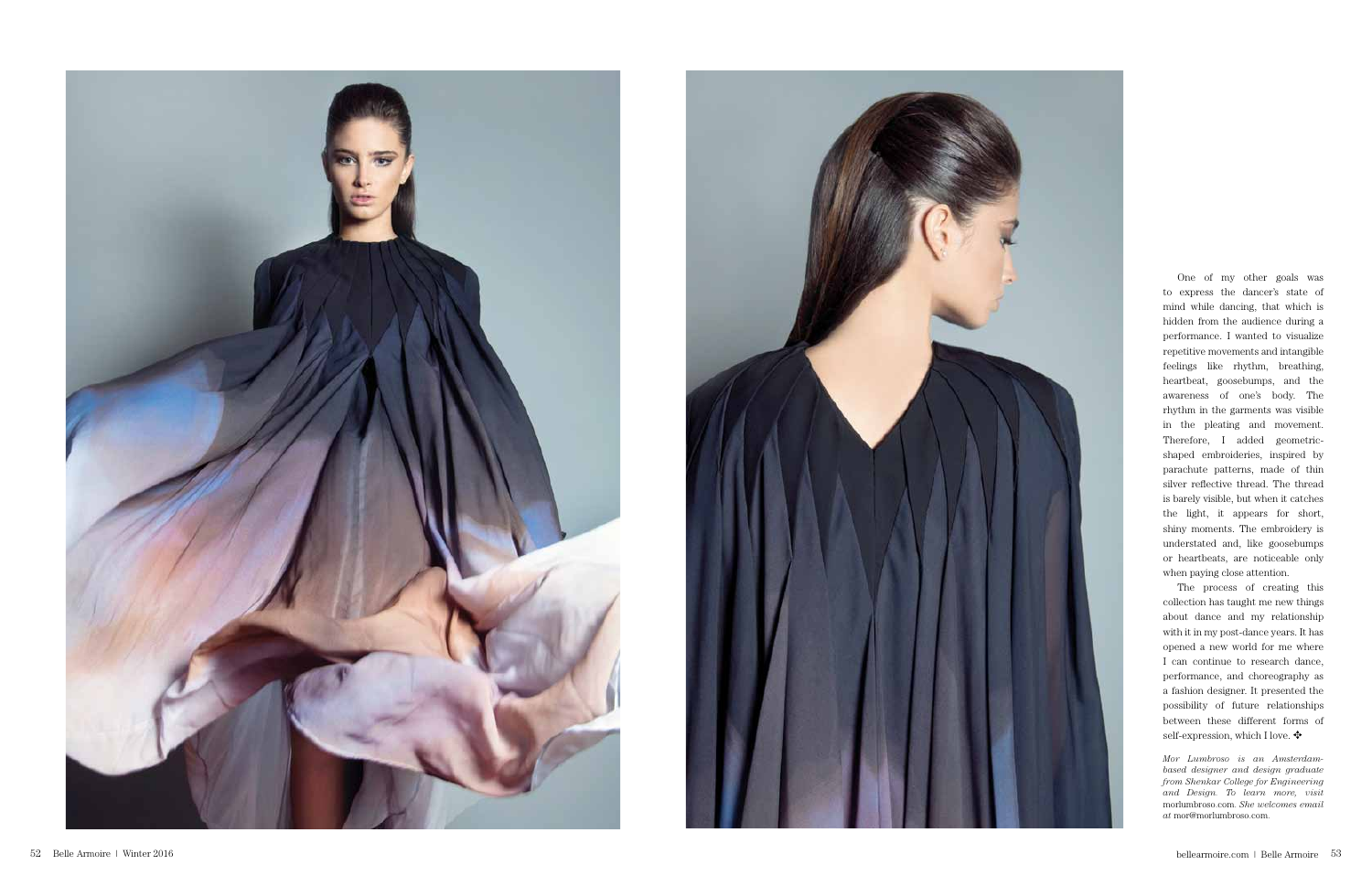One of my other goals was to express the dancer's state of mind while dancing, that which is hidden from the audience during a performance. I wanted to visualize repetitive movements and intangible feelings like rhythm, breathing, heartbeat, goosebumps, and the awareness of one's body. The rhythm in the garments was visible in the pleating and movement. Therefore, I added geometric-shaped embroideries, inspired by parachute patterns, made of thin silver reflective thread. The thread is barely visible, but when it catches the light, it appears for short, shiny moments. The embroidery is understated and, like goosebumps or heartbeats, are noticeable only when paying close attention.

The process of creating this collection has taught me new things about dance and my relationship with it in my post-dance years. It has opened a new world for me where I can continue to research dance, performance, and choreography as a fashion designer. It presented the possibility of future relationships between these different forms of self-expression, which I love. ❖

*Mor Lumbroso is an Amsterdam-based designer and design graduate from Shenkar College for Engineering and Design. To learn more, visit* morlumbroso.com. *She welcomes email at* mor@morlumbroso.com.